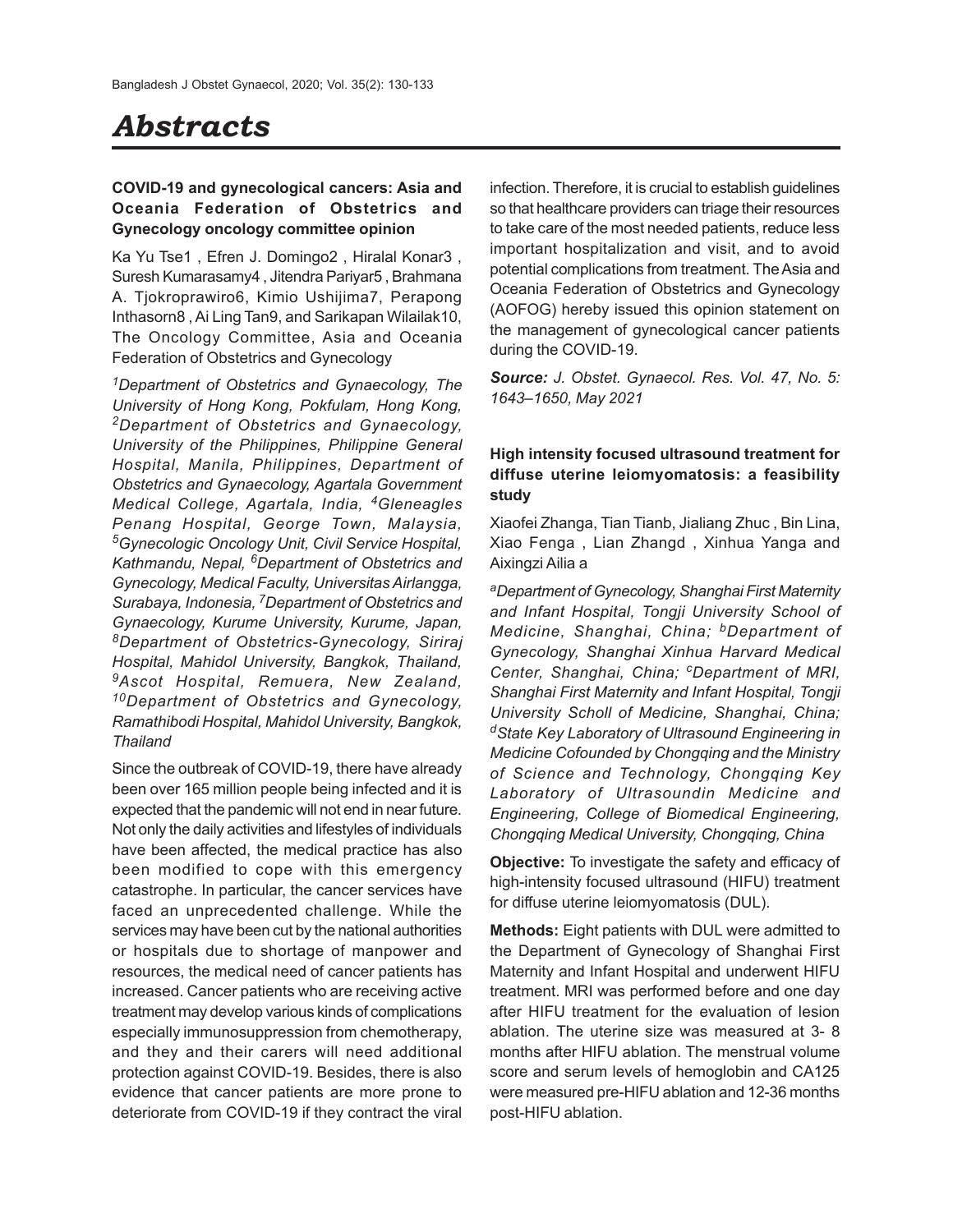# Abstracts

### COVID-19 and gynecological cancers: Asia and Oceania Federation of Obstetrics and Gynecology oncology committee opinion

Ka Yu Tse1 , Efren J. Domingo2 , Hiralal Konar3 , Suresh Kumarasamy4 , Jitendra Pariyar5 , Brahmana A. Tjokroprawiro6, Kimio Ushijima7, Perapong Inthasorn8 , Ai Ling Tan9, and Sarikapan Wilailak10, The Oncology Committee, Asia and Oceania Federation of Obstetrics and Gynecology

*[1]Department of Obstetrics and Gynaecology, The University of Hong Kong, Pokfulam, Hong Kong, [2]Department of Obstetrics and Gynaecology, University of the Philippines, Philippine General Hospital, Manila, Philippines, Department of Obstetrics and Gynaecology, Agartala Government Medical College, Agartala, India, [4]Gleneagles Penang Hospital, George Town, Malaysia, [5]Gynecologic Oncology Unit, Civil Service Hospital, Kathmandu, Nepal, [6]Department of Obstetrics and Gynecology, Medical Faculty, Universitas Airlangga, Surabaya, Indonesia, [7]Department of Obstetrics and Gynaecology, Kurume University, Kurume, Japan, [8]Department of Obstetrics-Gynecology, Siriraj Hospital, Mahidol University, Bangkok, Thailand, [9]Ascot Hospital, Remuera, New Zealand, [10]Department of Obstetrics and Gynecology, Ramathibodi Hospital, Mahidol University, Bangkok, Thailand*

Since the outbreak of COVID-19, there have already been over 165 million people being infected and it is expected that the pandemic will not end in near future. Not only the daily activities and lifestyles of individuals have been affected, the medical practice has also been modified to cope with this emergency catastrophe. In particular, the cancer services have faced an unprecedented challenge. While the services may have been cut by the national authorities or hospitals due to shortage of manpower and resources, the medical need of cancer patients has increased. Cancer patients who are receiving active treatment may develop various kinds of complications especially immunosuppression from chemotherapy, and they and their carers will need additional protection against COVID-19. Besides, there is also evidence that cancer patients are more prone to deteriorate from COVID-19 if they contract the viral infection. Therefore, it is crucial to establish guidelines so that healthcare providers can triage their resources to take care of the most needed patients, reduce less important hospitalization and visit, and to avoid potential complications from treatment. The Asia and Oceania Federation of Obstetrics and Gynecology (AOFOG) hereby issued this opinion statement on the management of gynecological cancer patients during the COVID-19.

***Source:** J. Obstet. Gynaecol. Res. Vol. 47, No. 5: 1643–1650, May 2021*

### High intensity focused ultrasound treatment for diffuse uterine leiomyomatosis: a feasibility study

Xiaofei Zhanga, Tian Tianb, Jialiang Zhuc , Bin Lina, Xiao Fenga , Lian Zhangd , Xinhua Yanga and Aixingzi Ailia a

*[a]Department of Gynecology, Shanghai First Maternity and Infant Hospital, Tongji University School of Medicine, Shanghai, China; [b]Department of Gynecology, Shanghai Xinhua Harvard Medical Center, Shanghai, China; [c]Department of MRI, Shanghai First Maternity and Infant Hospital, Tongji University Scholl of Medicine, Shanghai, China; [d]State Key Laboratory of Ultrasound Engineering in Medicine Cofounded by Chongqing and the Ministry of Science and Technology, Chongqing Key Laboratory of Ultrasoundin Medicine and Engineering, College of Biomedical Engineering, Chongqing Medical University, Chongqing, China*

**Objective:** To investigate the safety and efficacy of high-intensity focused ultrasound (HIFU) treatment for diffuse uterine leiomyomatosis (DUL).

**Methods:** Eight patients with DUL were admitted to the Department of Gynecology of Shanghai First Maternity and Infant Hospital and underwent HIFU treatment. MRI was performed before and one day after HIFU treatment for the evaluation of lesion ablation. The uterine size was measured at 3- 8 months after HIFU ablation. The menstrual volume score and serum levels of hemoglobin and CA125 were measured pre-HIFU ablation and 12-36 months post-HIFU ablation.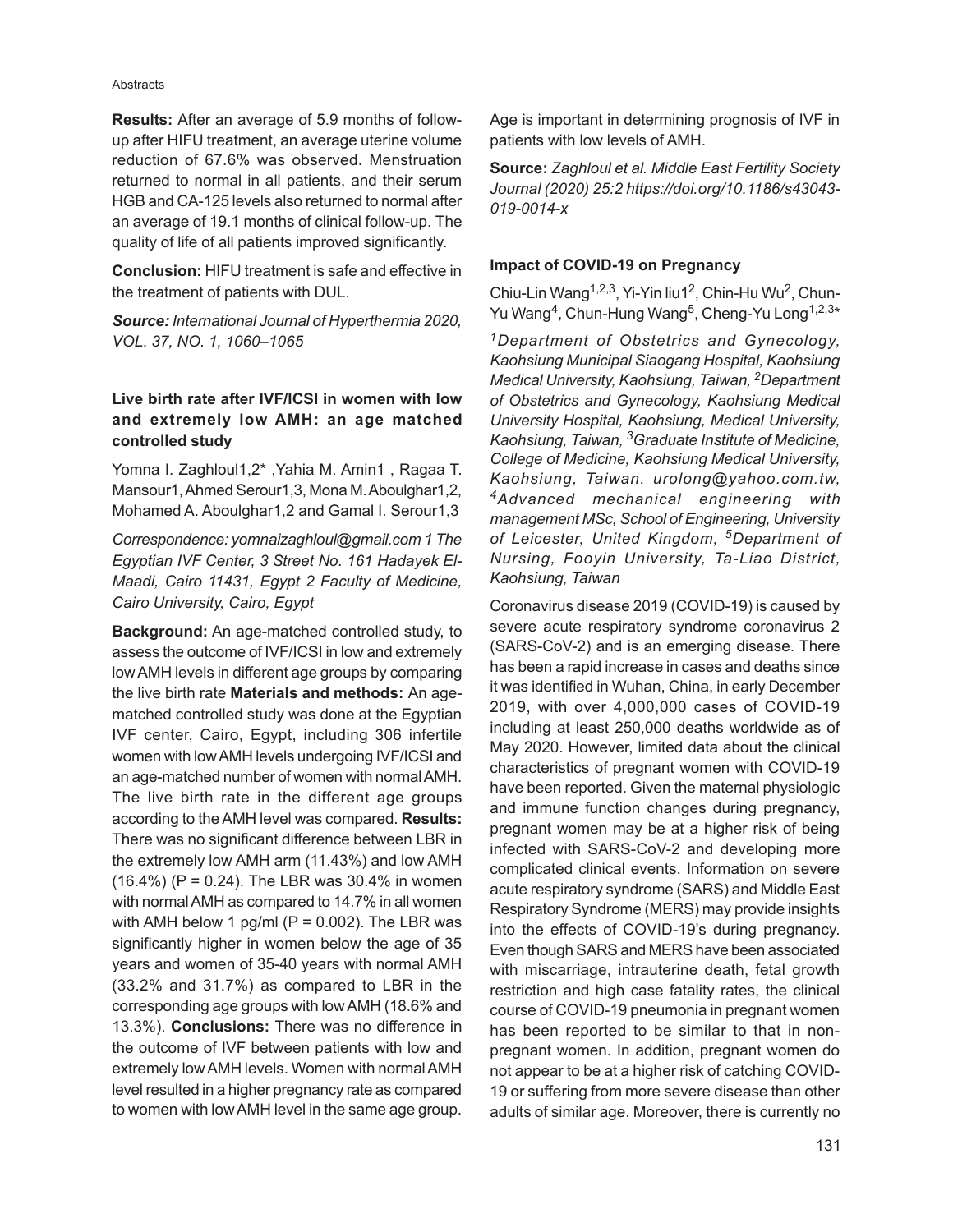**Results:** After an average of 5.9 months of follow-up after HIFU treatment, an average uterine volume reduction of 67.6% was observed. Menstruation returned to normal in all patients, and their serum HGB and CA-125 levels also returned to normal after an average of 19.1 months of clinical follow-up. The quality of life of all patients improved significantly.

**Conclusion:** HIFU treatment is safe and effective in the treatment of patients with DUL.

***Source:*** *International Journal of Hyperthermia 2020, VOL. 37, NO. 1, 1060–1065*

### Live birth rate after IVF/ICSI in women with low and extremely low AMH: an age matched controlled study

Yomna I. Zaghloul1,2* ,Yahia M. Amin1 , Ragaa T. Mansour1, Ahmed Serour1,3, Mona M. Aboulghar1,2, Mohamed A. Aboulghar1,2 and Gamal I. Serour1,3

*Correspondence: yomnaizaghloul@gmail.com 1 The Egyptian IVF Center, 3 Street No. 161 Hadayek El-Maadi, Cairo 11431, Egypt 2 Faculty of Medicine, Cairo University, Cairo, Egypt*

**Background:** An age-matched controlled study, to assess the outcome of IVF/ICSI in low and extremely low AMH levels in different age groups by comparing the live birth rate **Materials and methods:** An age-matched controlled study was done at the Egyptian IVF center, Cairo, Egypt, including 306 infertile women with low AMH levels undergoing IVF/ICSI and an age-matched number of women with normal AMH. The live birth rate in the different age groups according to the AMH level was compared. **Results:** There was no significant difference between LBR in the extremely low AMH arm (11.43%) and low AMH (16.4%) ($P = 0.24$). The LBR was 30.4% in women with normal AMH as compared to 14.7% in all women with AMH below 1 pg/ml ($P = 0.002$). The LBR was significantly higher in women below the age of 35 years and women of 35-40 years with normal AMH (33.2% and 31.7%) as compared to LBR in the corresponding age groups with low AMH (18.6% and 13.3%). **Conclusions:** There was no difference in the outcome of IVF between patients with low and extremely low AMH levels. Women with normal AMH level resulted in a higher pregnancy rate as compared to women with low AMH level in the same age group. Age is important in determining prognosis of IVF in patients with low levels of AMH.

**Source:** *Zaghloul et al. Middle East Fertility Society Journal (2020) 25:2 https://doi.org/10.1186/s43043-019-0014-x*

### Impact of COVID-19 on Pregnancy

Chiu-Lin Wang[1,2,3], Yi-Yin liu1[2], Chin-Hu Wu[2], Chun-Yu Wang[4], Chun-Hung Wang[5], Cheng-Yu Long[1,2,3]*

*[1]Department of Obstetrics and Gynecology, Kaohsiung Municipal Siaogang Hospital, Kaohsiung Medical University, Kaohsiung, Taiwan, [2]Department of Obstetrics and Gynecology, Kaohsiung Medical University Hospital, Kaohsiung, Medical University, Kaohsiung, Taiwan, [3]Graduate Institute of Medicine, College of Medicine, Kaohsiung Medical University, Kaohsiung, Taiwan. urolong@yahoo.com.tw, [4]Advanced mechanical engineering with management MSc, School of Engineering, University of Leicester, United Kingdom, [5]Department of Nursing, Fooyin University, Ta-Liao District, Kaohsiung, Taiwan*

Coronavirus disease 2019 (COVID-19) is caused by severe acute respiratory syndrome coronavirus 2 (SARS-CoV-2) and is an emerging disease. There has been a rapid increase in cases and deaths since it was identified in Wuhan, China, in early December 2019, with over 4,000,000 cases of COVID-19 including at least 250,000 deaths worldwide as of May 2020. However, limited data about the clinical characteristics of pregnant women with COVID-19 have been reported. Given the maternal physiologic and immune function changes during pregnancy, pregnant women may be at a higher risk of being infected with SARS-CoV-2 and developing more complicated clinical events. Information on severe acute respiratory syndrome (SARS) and Middle East Respiratory Syndrome (MERS) may provide insights into the effects of COVID-19's during pregnancy. Even though SARS and MERS have been associated with miscarriage, intrauterine death, fetal growth restriction and high case fatality rates, the clinical course of COVID-19 pneumonia in pregnant women has been reported to be similar to that in non-pregnant women. In addition, pregnant women do not appear to be at a higher risk of catching COVID-19 or suffering from more severe disease than other adults of similar age. Moreover, there is currently no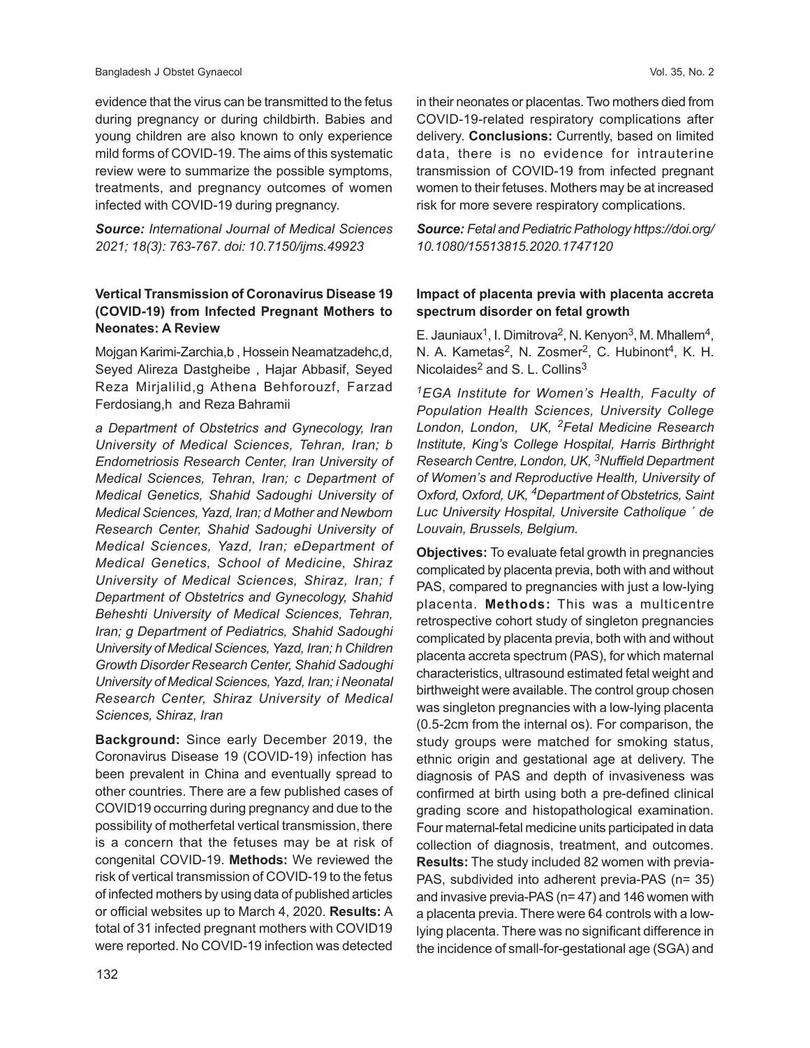evidence that the virus can be transmitted to the fetus during pregnancy or during childbirth. Babies and young children are also known to only experience mild forms of COVID-19. The aims of this systematic review were to summarize the possible symptoms, treatments, and pregnancy outcomes of women infected with COVID-19 during pregnancy.

***Source:*** *International Journal of Medical Sciences 2021; 18(3): 763-767. doi: 10.7150/ijms.49923*

### Vertical Transmission of Coronavirus Disease 19 (COVID-19) from Infected Pregnant Mothers to Neonates: A Review

Mojgan Karimi-Zarchia,b , Hossein Neamatzadehc,d, Seyed Alireza Dastgheibe , Hajar Abbasif, Seyed Reza Mirjalilid,g Athena Behforouzf, Farzad Ferdosiang,h and Reza Bahramii

*a Department of Obstetrics and Gynecology, Iran University of Medical Sciences, Tehran, Iran; b Endometriosis Research Center, Iran University of Medical Sciences, Tehran, Iran; c Department of Medical Genetics, Shahid Sadoughi University of Medical Sciences, Yazd, Iran; d Mother and Newborn Research Center, Shahid Sadoughi University of Medical Sciences, Yazd, Iran; eDepartment of Medical Genetics, School of Medicine, Shiraz University of Medical Sciences, Shiraz, Iran; f Department of Obstetrics and Gynecology, Shahid Beheshti University of Medical Sciences, Tehran, Iran; g Department of Pediatrics, Shahid Sadoughi University of Medical Sciences, Yazd, Iran; h Children Growth Disorder Research Center, Shahid Sadoughi University of Medical Sciences, Yazd, Iran; i Neonatal Research Center, Shiraz University of Medical Sciences, Shiraz, Iran*

**Background:** Since early December 2019, the Coronavirus Disease 19 (COVID-19) infection has been prevalent in China and eventually spread to other countries. There are a few published cases of COVID19 occurring during pregnancy and due to the possibility of motherfetal vertical transmission, there is a concern that the fetuses may be at risk of congenital COVID-19. **Methods:** We reviewed the risk of vertical transmission of COVID-19 to the fetus of infected mothers by using data of published articles or official websites up to March 4, 2020. **Results:** A total of 31 infected pregnant mothers with COVID19 were reported. No COVID-19 infection was detected in their neonates or placentas. Two mothers died from COVID-19-related respiratory complications after delivery. **Conclusions:** Currently, based on limited data, there is no evidence for intrauterine transmission of COVID-19 from infected pregnant women to their fetuses. Mothers may be at increased risk for more severe respiratory complications.

***Source:*** *Fetal and Pediatric Pathology https://doi.org/10.1080/15513815.2020.1747120*

### Impact of placenta previa with placenta accreta spectrum disorder on fetal growth

E. Jauniaux[1], I. Dimitrova[2], N. Kenyon[3], M. Mhallem[4], N. A. Kametas[2], N. Zosmer[2], C. Hubinont[4], K. H. Nicolaides[2] and S. L. Collins[3]

*[1]EGA Institute for Women's Health, Faculty of Population Health Sciences, University College London, London, UK, [2]Fetal Medicine Research Institute, King's College Hospital, Harris Birthright Research Centre, London, UK, [3]Nuffield Department of Women's and Reproductive Health, University of Oxford, Oxford, UK, [4]Department of Obstetrics, Saint Luc University Hospital, Universite Catholique ´ de Louvain, Brussels, Belgium.*

**Objectives:** To evaluate fetal growth in pregnancies complicated by placenta previa, both with and without PAS, compared to pregnancies with just a low-lying placenta. **Methods:** This was a multicentre retrospective cohort study of singleton pregnancies complicated by placenta previa, both with and without placenta accreta spectrum (PAS), for which maternal characteristics, ultrasound estimated fetal weight and birthweight were available. The control group chosen was singleton pregnancies with a low-lying placenta (0.5-2cm from the internal os). For comparison, the study groups were matched for smoking status, ethnic origin and gestational age at delivery. The diagnosis of PAS and depth of invasiveness was confirmed at birth using both a pre-defined clinical grading score and histopathological examination. Four maternal-fetal medicine units participated in data collection of diagnosis, treatment, and outcomes. **Results:** The study included 82 women with previa-PAS, subdivided into adherent previa-PAS (n= 35) and invasive previa-PAS (n= 47) and 146 women with a placenta previa. There were 64 controls with a low-lying placenta. There was no significant difference in the incidence of small-for-gestational age (SGA) and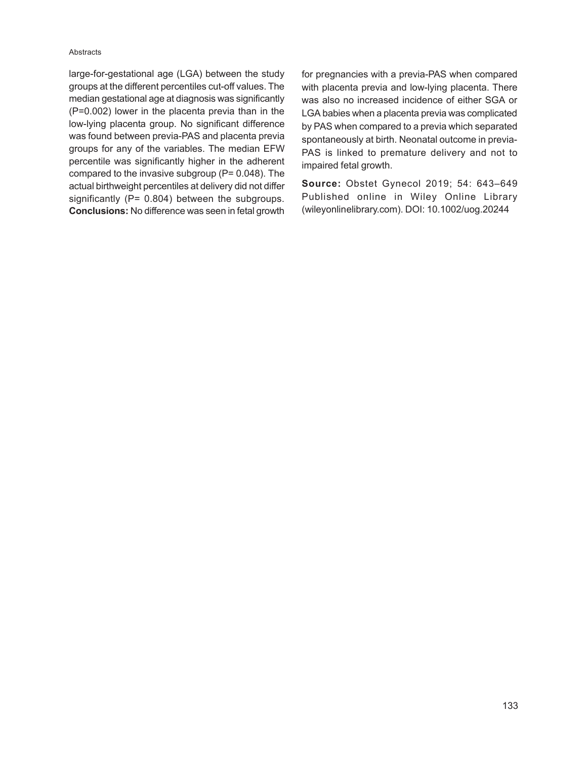large-for-gestational age (LGA) between the study groups at the different percentiles cut-off values. The median gestational age at diagnosis was significantly (P=0.002) lower in the placenta previa than in the low-lying placenta group. No significant difference was found between previa-PAS and placenta previa groups for any of the variables. The median EFW percentile was significantly higher in the adherent compared to the invasive subgroup (P= 0.048). The actual birthweight percentiles at delivery did not differ significantly (P= 0.804) between the subgroups. **Conclusions:** No difference was seen in fetal growth for pregnancies with a previa-PAS when compared with placenta previa and low-lying placenta. There was also no increased incidence of either SGA or LGA babies when a placenta previa was complicated by PAS when compared to a previa which separated spontaneously at birth. Neonatal outcome in previa-PAS is linked to premature delivery and not to impaired fetal growth.

**Source:** Obstet Gynecol 2019; 54: 643–649 Published online in Wiley Online Library (wileyonlinelibrary.com). DOI: 10.1002/uog.20244